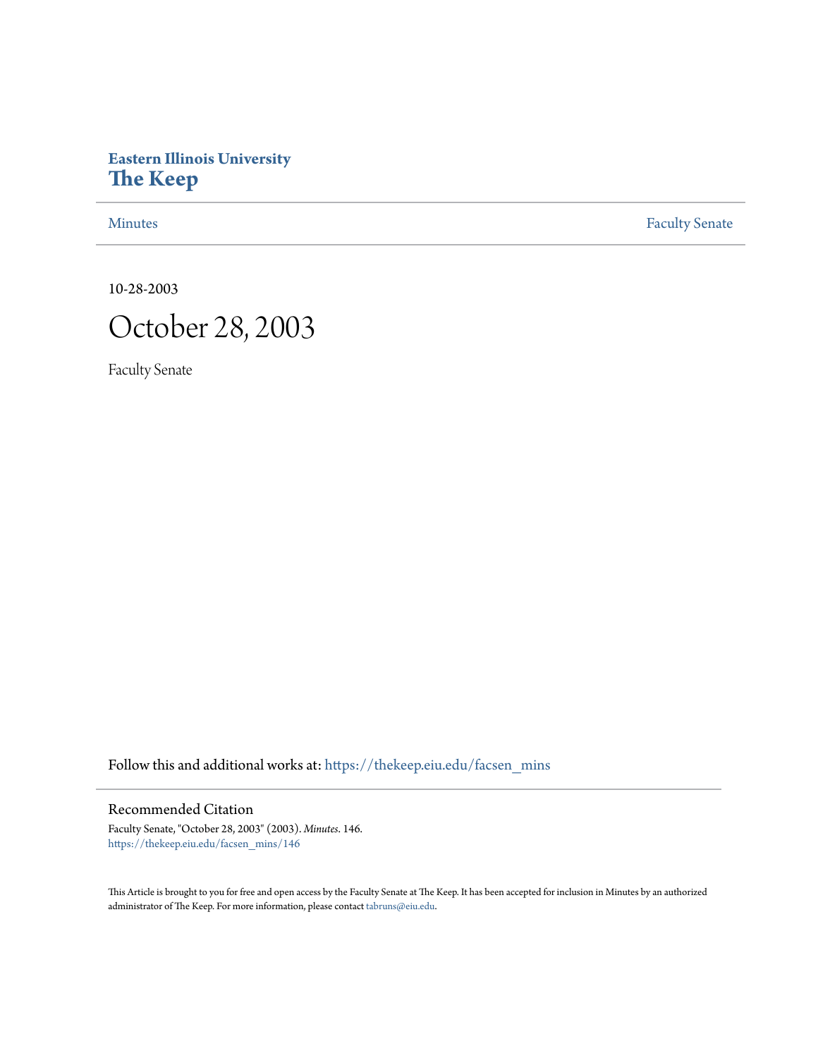# Eastern Illinois University
# The Keep

Minutes | Faculty Senate

10-28-2003

# October 28, 2003

Faculty Senate

Follow this and additional works at: https://thekeep.eiu.edu/facsen_mins

## Recommended Citation

Faculty Senate, "October 28, 2003" (2003). *Minutes*. 146.
https://thekeep.eiu.edu/facsen_mins/146

This Article is brought to you for free and open access by the Faculty Senate at The Keep. It has been accepted for inclusion in Minutes by an authorized administrator of The Keep. For more information, please contact tabruns@eiu.edu.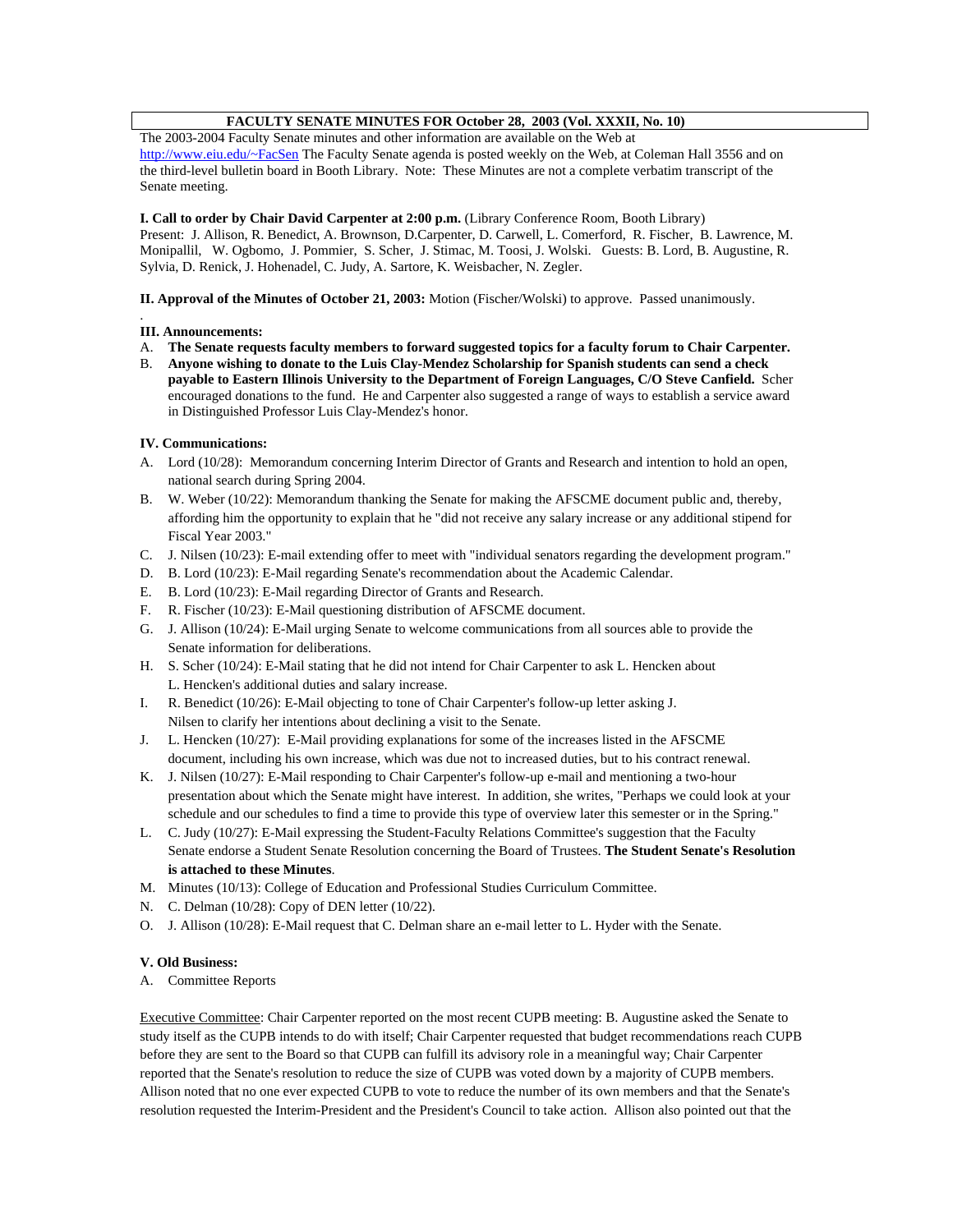**FACULTY SENATE MINUTES FOR October 28, 2003 (Vol. XXXII, No. 10)**

The 2003-2004 Faculty Senate minutes and other information are available on the Web at http://www.eiu.edu/~FacSen The Faculty Senate agenda is posted weekly on the Web, at Coleman Hall 3556 and on the third-level bulletin board in Booth Library. Note: These Minutes are not a complete verbatim transcript of the Senate meeting.

**I. Call to order by Chair David Carpenter at 2:00 p.m.** (Library Conference Room, Booth Library)
Present: J. Allison, R. Benedict, A. Brownson, D.Carpenter, D. Carwell, L. Comerford, R. Fischer, B. Lawrence, M. Monipallil, W. Ogbomo, J. Pommier, S. Scher, J. Stimac, M. Toosi, J. Wolski. Guests: B. Lord, B. Augustine, R. Sylvia, D. Renick, J. Hohenadel, C. Judy, A. Sartore, K. Weisbacher, N. Zegler.

**II. Approval of the Minutes of October 21, 2003:** Motion (Fischer/Wolski) to approve. Passed unanimously.

**III. Announcements:**

A. **The Senate requests faculty members to forward suggested topics for a faculty forum to Chair Carpenter.**
B. **Anyone wishing to donate to the Luis Clay-Mendez Scholarship for Spanish students can send a check payable to Eastern Illinois University to the Department of Foreign Languages, C/O Steve Canfield.** Scher encouraged donations to the fund. He and Carpenter also suggested a range of ways to establish a service award in Distinguished Professor Luis Clay-Mendez's honor.

**IV. Communications:**

A. Lord (10/28): Memorandum concerning Interim Director of Grants and Research and intention to hold an open, national search during Spring 2004.
B. W. Weber (10/22): Memorandum thanking the Senate for making the AFSCME document public and, thereby, affording him the opportunity to explain that he "did not receive any salary increase or any additional stipend for Fiscal Year 2003."
C. J. Nilsen (10/23): E-mail extending offer to meet with "individual senators regarding the development program."
D. B. Lord (10/23): E-Mail regarding Senate's recommendation about the Academic Calendar.
E. B. Lord (10/23): E-Mail regarding Director of Grants and Research.
F. R. Fischer (10/23): E-Mail questioning distribution of AFSCME document.
G. J. Allison (10/24): E-Mail urging Senate to welcome communications from all sources able to provide the Senate information for deliberations.
H. S. Scher (10/24): E-Mail stating that he did not intend for Chair Carpenter to ask L. Hencken about L. Hencken's additional duties and salary increase.
I. R. Benedict (10/26): E-Mail objecting to tone of Chair Carpenter's follow-up letter asking J. Nilsen to clarify her intentions about declining a visit to the Senate.
J. L. Hencken (10/27): E-Mail providing explanations for some of the increases listed in the AFSCME document, including his own increase, which was due not to increased duties, but to his contract renewal.
K. J. Nilsen (10/27): E-Mail responding to Chair Carpenter's follow-up e-mail and mentioning a two-hour presentation about which the Senate might have interest. In addition, she writes, "Perhaps we could look at your schedule and our schedules to find a time to provide this type of overview later this semester or in the Spring."
L. C. Judy (10/27): E-Mail expressing the Student-Faculty Relations Committee's suggestion that the Faculty Senate endorse a Student Senate Resolution concerning the Board of Trustees. **The Student Senate's Resolution is attached to these Minutes**.
M. Minutes (10/13): College of Education and Professional Studies Curriculum Committee.
N. C. Delman (10/28): Copy of DEN letter (10/22).
O. J. Allison (10/28): E-Mail request that C. Delman share an e-mail letter to L. Hyder with the Senate.

**V. Old Business:**

A. Committee Reports

Executive Committee: Chair Carpenter reported on the most recent CUPB meeting: B. Augustine asked the Senate to study itself as the CUPB intends to do with itself; Chair Carpenter requested that budget recommendations reach CUPB before they are sent to the Board so that CUPB can fulfill its advisory role in a meaningful way; Chair Carpenter reported that the Senate's resolution to reduce the size of CUPB was voted down by a majority of CUPB members. Allison noted that no one ever expected CUPB to vote to reduce the number of its own members and that the Senate's resolution requested the Interim-President and the President's Council to take action. Allison also pointed out that the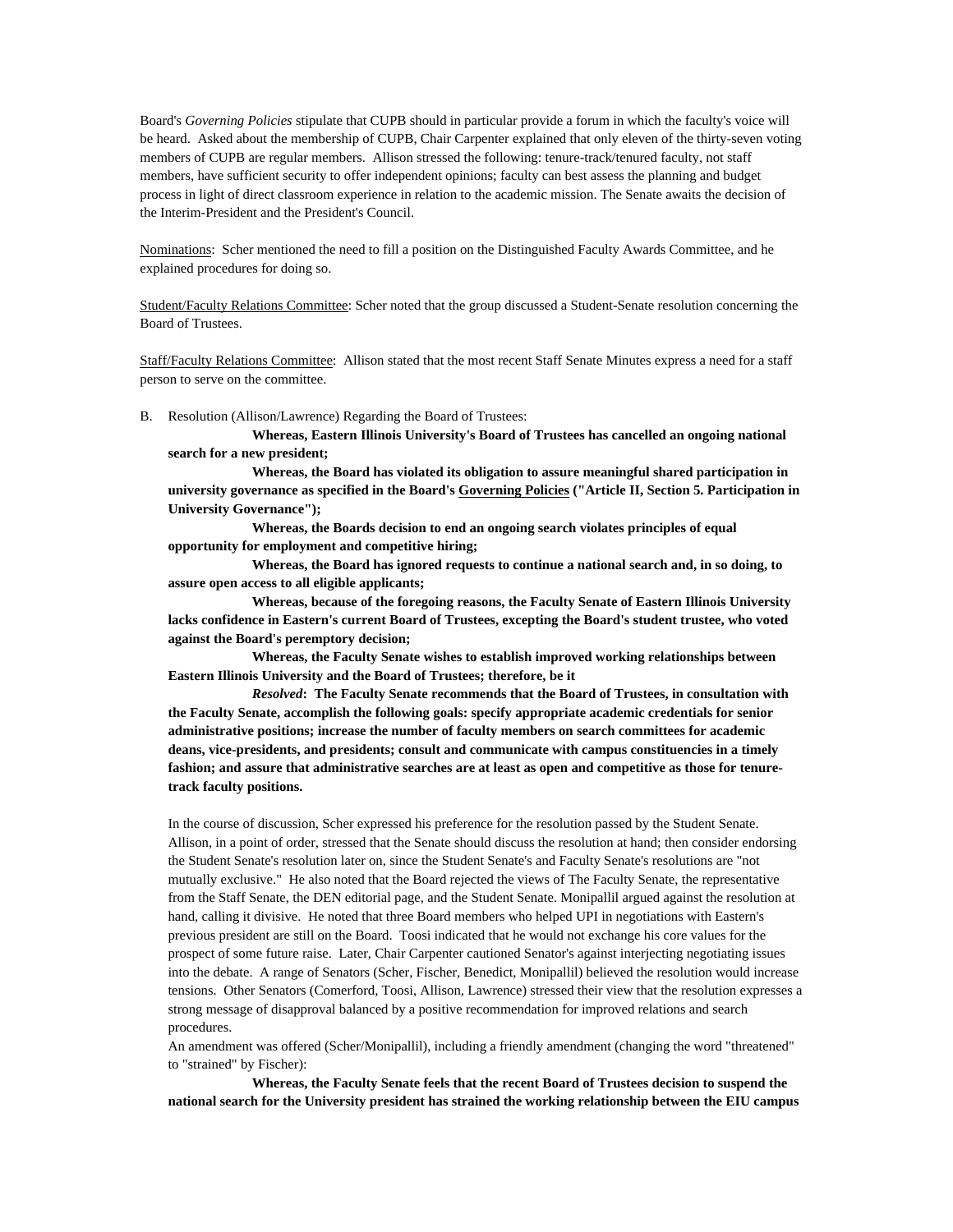Board's *Governing Policies* stipulate that CUPB should in particular provide a forum in which the faculty's voice will be heard. Asked about the membership of CUPB, Chair Carpenter explained that only eleven of the thirty-seven voting members of CUPB are regular members. Allison stressed the following: tenure-track/tenured faculty, not staff members, have sufficient security to offer independent opinions; faculty can best assess the planning and budget process in light of direct classroom experience in relation to the academic mission. The Senate awaits the decision of the Interim-President and the President's Council.

Nominations: Scher mentioned the need to fill a position on the Distinguished Faculty Awards Committee, and he explained procedures for doing so.

Student/Faculty Relations Committee: Scher noted that the group discussed a Student-Senate resolution concerning the Board of Trustees.

Staff/Faculty Relations Committee: Allison stated that the most recent Staff Senate Minutes express a need for a staff person to serve on the committee.

B. Resolution (Allison/Lawrence) Regarding the Board of Trustees:

**Whereas, Eastern Illinois University's Board of Trustees has cancelled an ongoing national search for a new president;**

**Whereas, the Board has violated its obligation to assure meaningful shared participation in university governance as specified in the Board's Governing Policies ("Article II, Section 5. Participation in University Governance");**

**Whereas, the Boards decision to end an ongoing search violates principles of equal opportunity for employment and competitive hiring;**

**Whereas, the Board has ignored requests to continue a national search and, in so doing, to assure open access to all eligible applicants;**

**Whereas, because of the foregoing reasons, the Faculty Senate of Eastern Illinois University lacks confidence in Eastern's current Board of Trustees, excepting the Board's student trustee, who voted against the Board's peremptory decision;**

**Whereas, the Faculty Senate wishes to establish improved working relationships between Eastern Illinois University and the Board of Trustees; therefore, be it**

***Resolved*: The Faculty Senate recommends that the Board of Trustees, in consultation with the Faculty Senate, accomplish the following goals: specify appropriate academic credentials for senior administrative positions; increase the number of faculty members on search committees for academic deans, vice-presidents, and presidents; consult and communicate with campus constituencies in a timely fashion; and assure that administrative searches are at least as open and competitive as those for tenure-track faculty positions.**

In the course of discussion, Scher expressed his preference for the resolution passed by the Student Senate. Allison, in a point of order, stressed that the Senate should discuss the resolution at hand; then consider endorsing the Student Senate's resolution later on, since the Student Senate's and Faculty Senate's resolutions are "not mutually exclusive." He also noted that the Board rejected the views of The Faculty Senate, the representative from the Staff Senate, the DEN editorial page, and the Student Senate. Monipallil argued against the resolution at hand, calling it divisive. He noted that three Board members who helped UPI in negotiations with Eastern's previous president are still on the Board. Toosi indicated that he would not exchange his core values for the prospect of some future raise. Later, Chair Carpenter cautioned Senator's against interjecting negotiating issues into the debate. A range of Senators (Scher, Fischer, Benedict, Monipallil) believed the resolution would increase tensions. Other Senators (Comerford, Toosi, Allison, Lawrence) stressed their view that the resolution expresses a strong message of disapproval balanced by a positive recommendation for improved relations and search procedures.

An amendment was offered (Scher/Monipallil), including a friendly amendment (changing the word "threatened" to "strained" by Fischer):

**Whereas, the Faculty Senate feels that the recent Board of Trustees decision to suspend the national search for the University president has strained the working relationship between the EIU campus**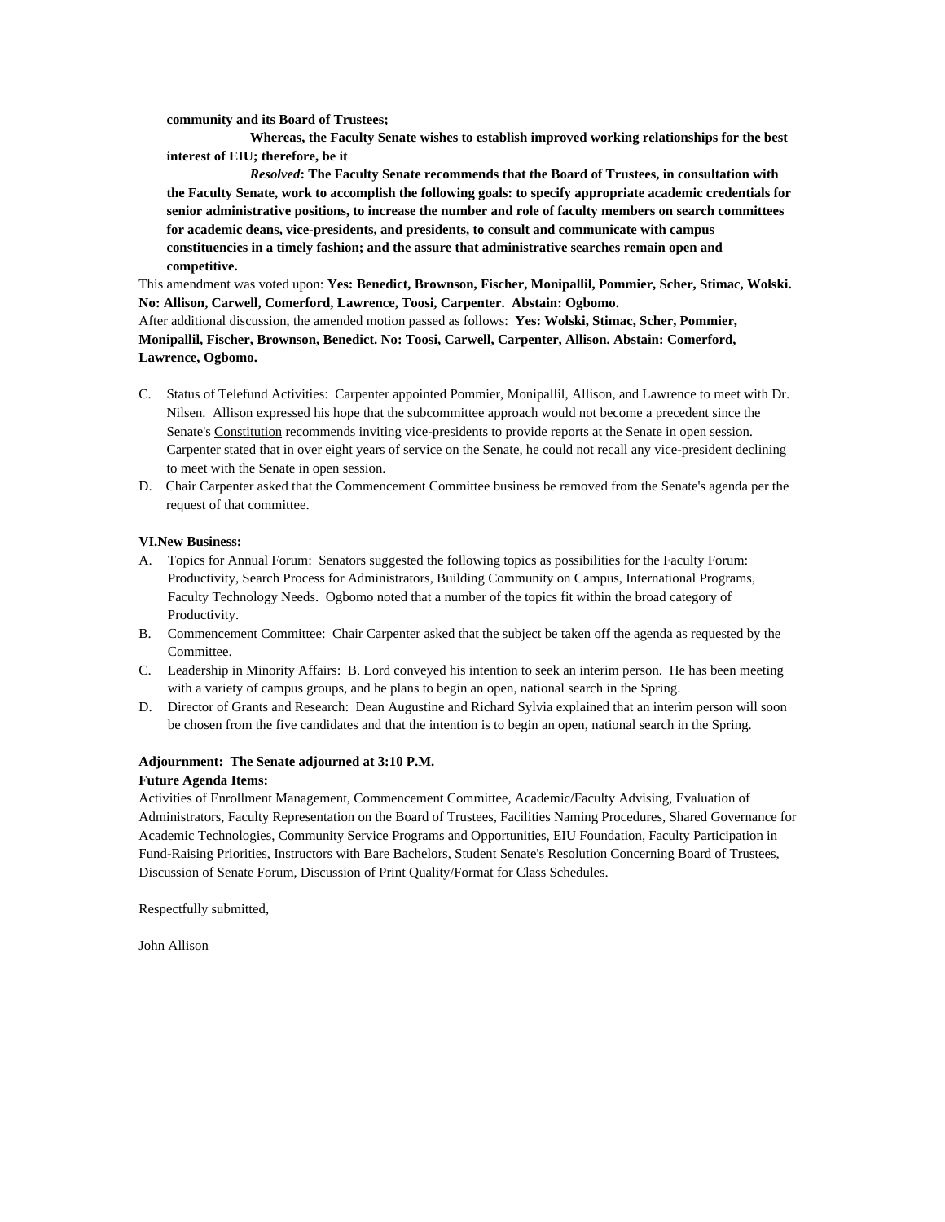**community and its Board of Trustees;**

**Whereas, the Faculty Senate wishes to establish improved working relationships for the best interest of EIU; therefore, be it**

***Resolved*: The Faculty Senate recommends that the Board of Trustees, in consultation with the Faculty Senate, work to accomplish the following goals: to specify appropriate academic credentials for senior administrative positions, to increase the number and role of faculty members on search committees for academic deans, vice-presidents, and presidents, to consult and communicate with campus constituencies in a timely fashion; and the assure that administrative searches remain open and competitive.**

This amendment was voted upon: **Yes: Benedict, Brownson, Fischer, Monipallil, Pommier, Scher, Stimac, Wolski. No: Allison, Carwell, Comerford, Lawrence, Toosi, Carpenter. Abstain: Ogbomo.**

After additional discussion, the amended motion passed as follows: **Yes: Wolski, Stimac, Scher, Pommier, Monipallil, Fischer, Brownson, Benedict. No: Toosi, Carwell, Carpenter, Allison. Abstain: Comerford, Lawrence, Ogbomo.**

C. Status of Telefund Activities: Carpenter appointed Pommier, Monipallil, Allison, and Lawrence to meet with Dr. Nilsen. Allison expressed his hope that the subcommittee approach would not become a precedent since the Senate's Constitution recommends inviting vice-presidents to provide reports at the Senate in open session. Carpenter stated that in over eight years of service on the Senate, he could not recall any vice-president declining to meet with the Senate in open session.

D. Chair Carpenter asked that the Commencement Committee business be removed from the Senate's agenda per the request of that committee.

**VI.New Business:**

A. Topics for Annual Forum: Senators suggested the following topics as possibilities for the Faculty Forum: Productivity, Search Process for Administrators, Building Community on Campus, International Programs, Faculty Technology Needs. Ogbomo noted that a number of the topics fit within the broad category of Productivity.

B. Commencement Committee: Chair Carpenter asked that the subject be taken off the agenda as requested by the Committee.

C. Leadership in Minority Affairs: B. Lord conveyed his intention to seek an interim person. He has been meeting with a variety of campus groups, and he plans to begin an open, national search in the Spring.

D. Director of Grants and Research: Dean Augustine and Richard Sylvia explained that an interim person will soon be chosen from the five candidates and that the intention is to begin an open, national search in the Spring.

**Adjournment: The Senate adjourned at 3:10 P.M.**

**Future Agenda Items:**

Activities of Enrollment Management, Commencement Committee, Academic/Faculty Advising, Evaluation of Administrators, Faculty Representation on the Board of Trustees, Facilities Naming Procedures, Shared Governance for Academic Technologies, Community Service Programs and Opportunities, EIU Foundation, Faculty Participation in Fund-Raising Priorities, Instructors with Bare Bachelors, Student Senate's Resolution Concerning Board of Trustees, Discussion of Senate Forum, Discussion of Print Quality/Format for Class Schedules.

Respectfully submitted,

John Allison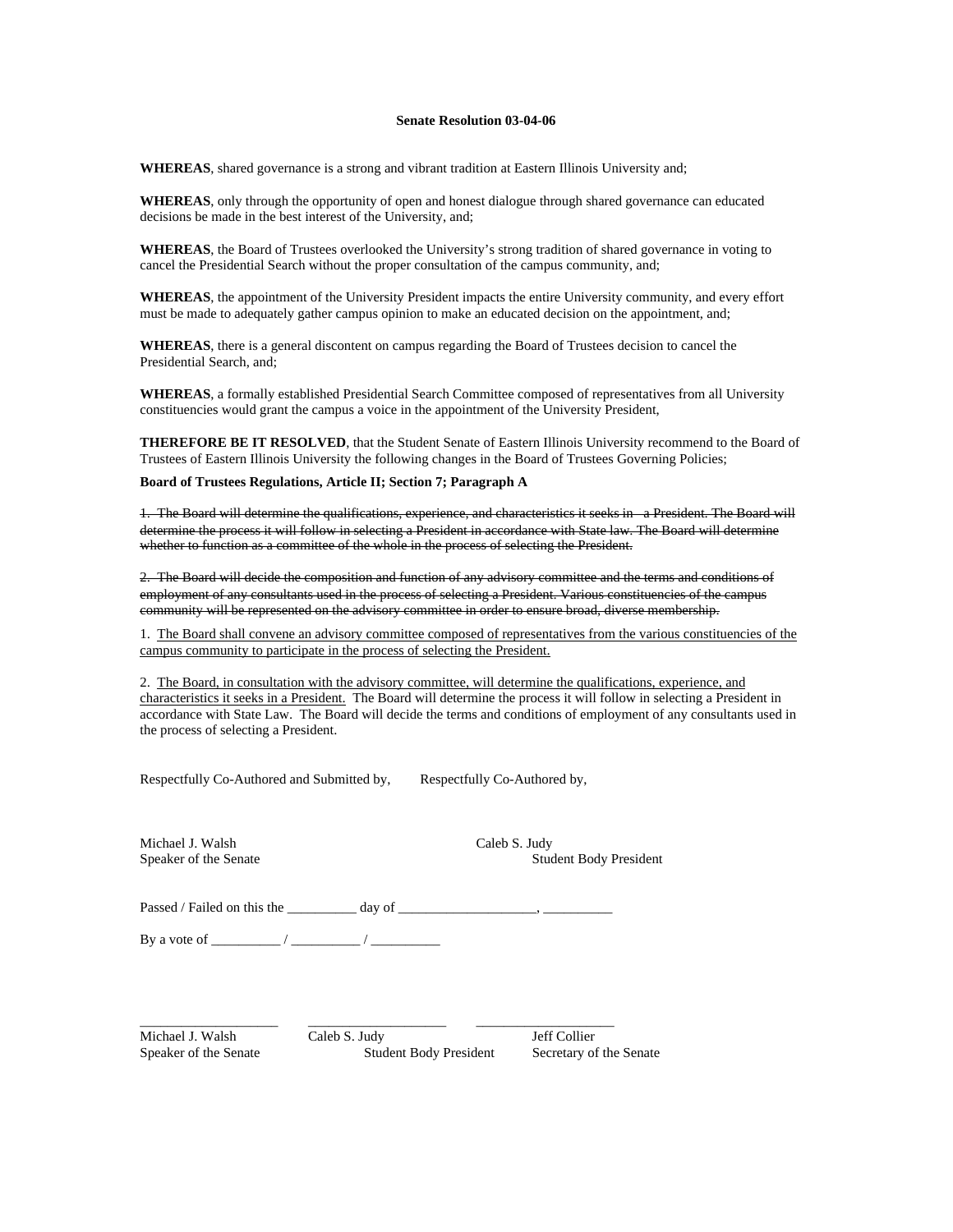**Senate Resolution 03-04-06**

**WHEREAS**, shared governance is a strong and vibrant tradition at Eastern Illinois University and;

**WHEREAS**, only through the opportunity of open and honest dialogue through shared governance can educated decisions be made in the best interest of the University, and;

**WHEREAS**, the Board of Trustees overlooked the University's strong tradition of shared governance in voting to cancel the Presidential Search without the proper consultation of the campus community, and;

**WHEREAS**, the appointment of the University President impacts the entire University community, and every effort must be made to adequately gather campus opinion to make an educated decision on the appointment, and;

**WHEREAS**, there is a general discontent on campus regarding the Board of Trustees decision to cancel the Presidential Search, and;

**WHEREAS**, a formally established Presidential Search Committee composed of representatives from all University constituencies would grant the campus a voice in the appointment of the University President,

**THEREFORE BE IT RESOLVED**, that the Student Senate of Eastern Illinois University recommend to the Board of Trustees of Eastern Illinois University the following changes in the Board of Trustees Governing Policies;

**Board of Trustees Regulations, Article II; Section 7; Paragraph A**

~~1. The Board will determine the qualifications, experience, and characteristics it seeks in a President. The Board will determine the process it will follow in selecting a President in accordance with State law. The Board will determine whether to function as a committee of the whole in the process of selecting the President.~~

~~2. The Board will decide the composition and function of any advisory committee and the terms and conditions of employment of any consultants used in the process of selecting a President. Various constituencies of the campus community will be represented on the advisory committee in order to ensure broad, diverse membership.~~

1. <u>The Board shall convene an advisory committee composed of representatives from the various constituencies of the campus community to participate in the process of selecting the President.</u>

2. <u>The Board, in consultation with the advisory committee, will determine the qualifications, experience, and characteristics it seeks in a President.</u> The Board will determine the process it will follow in selecting a President in accordance with State Law. The Board will decide the terms and conditions of employment of any consultants used in the process of selecting a President.

Respectfully Co-Authored and Submitted by, Respectfully Co-Authored by,

Michael J. Walsh
Speaker of the Senate

Caleb S. Judy
Student Body President

Passed / Failed on this the __________ day of ____________________, __________

By a vote of __________ / __________ / __________

_____________________ _____________________ _____________________

Michael J. Walsh
Speaker of the Senate

Caleb S. Judy
Student Body President

Jeff Collier
Secretary of the Senate